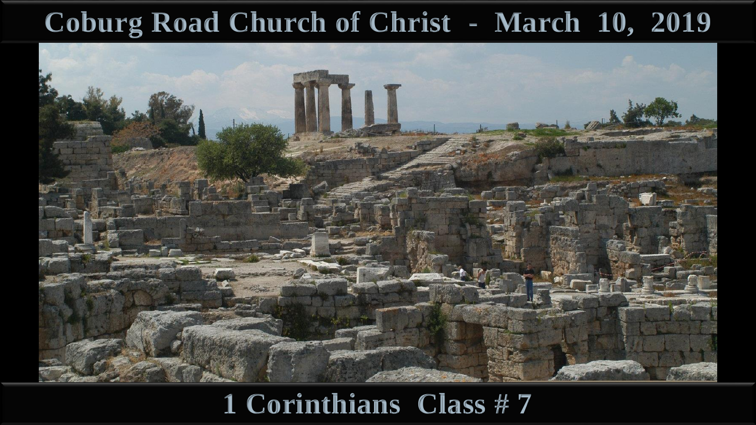# Coburg Road Church of Christ - March 10, 2019

## 1 Corinthians Class # 7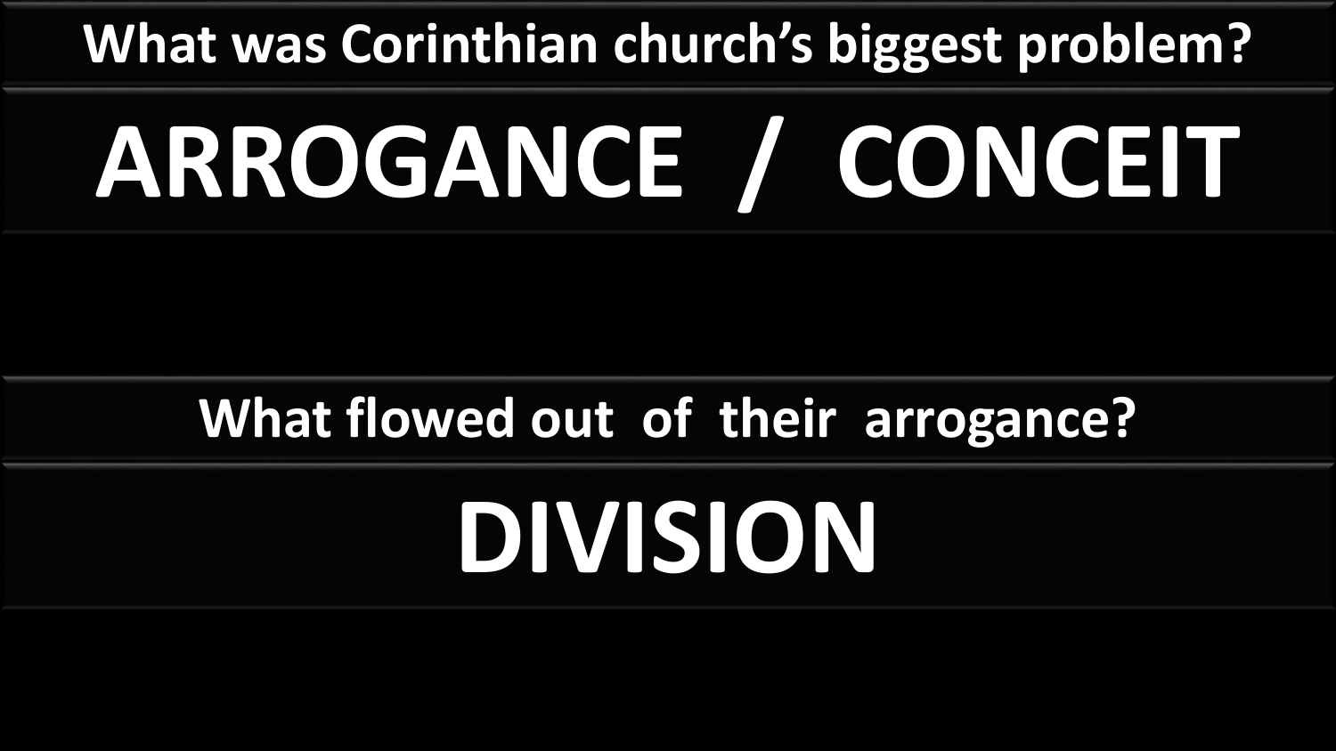## What was Corinthian church's biggest problem?

# ARROGANCE / CONCEIT

## What flowed out of their arrogance?

# DIVISION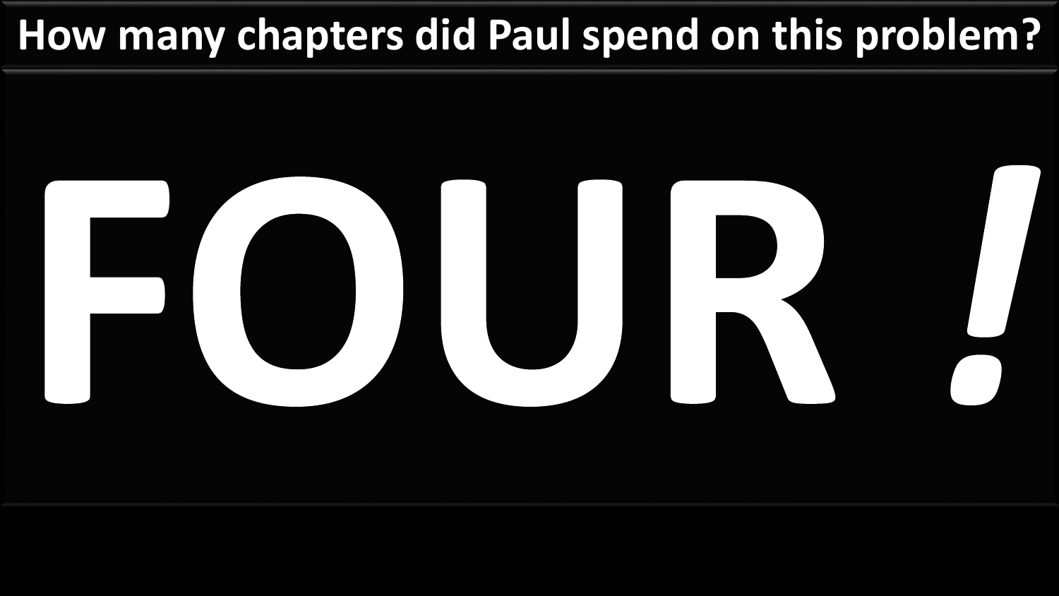# How many chapters did Paul spend on this problem?

# FOUR !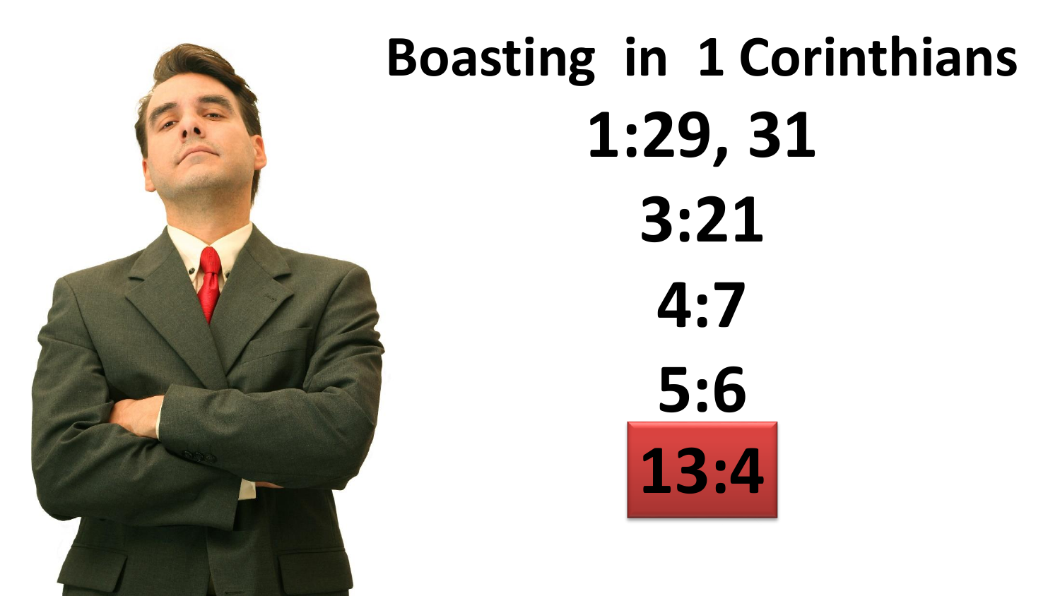# Boasting in 1 Corinthians

1:29, 31

3:21

4:7

5:6

13:4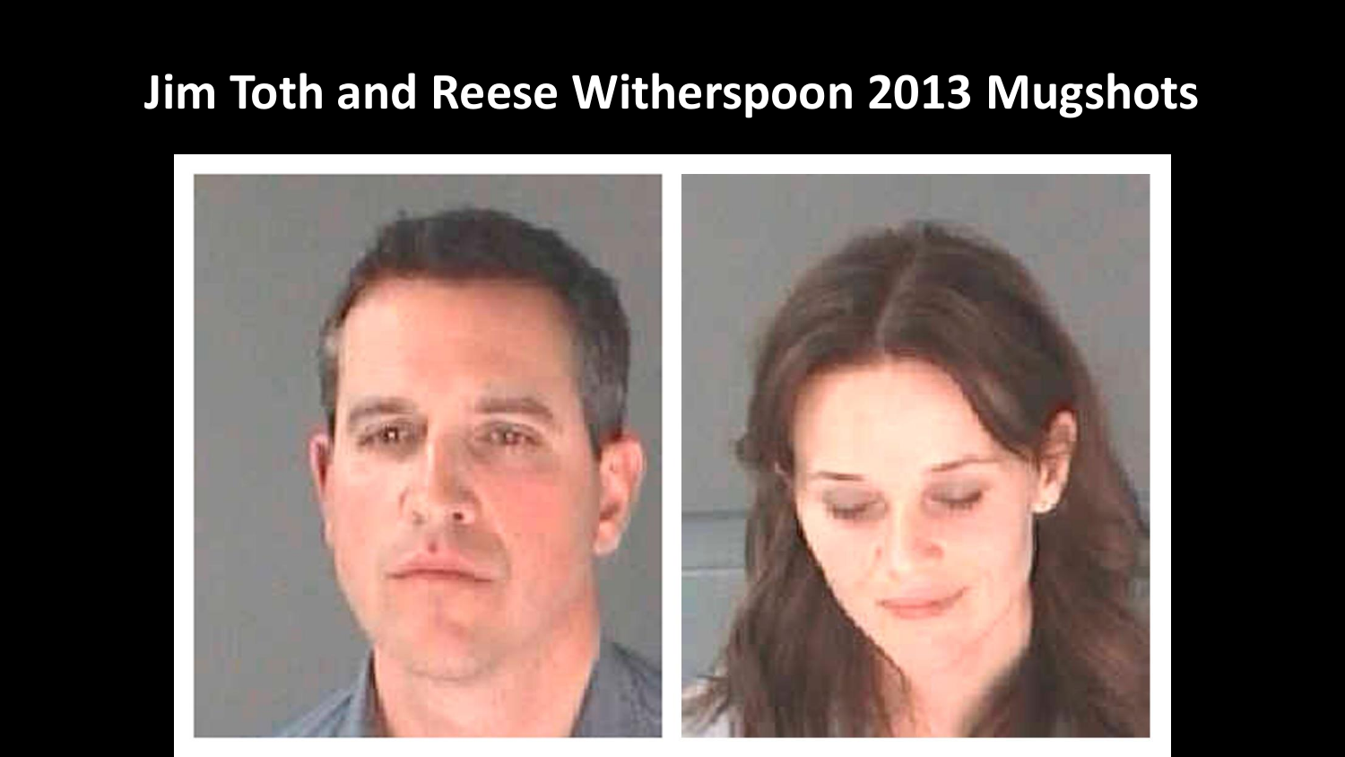# Jim Toth and Reese Witherspoon 2013 Mugshots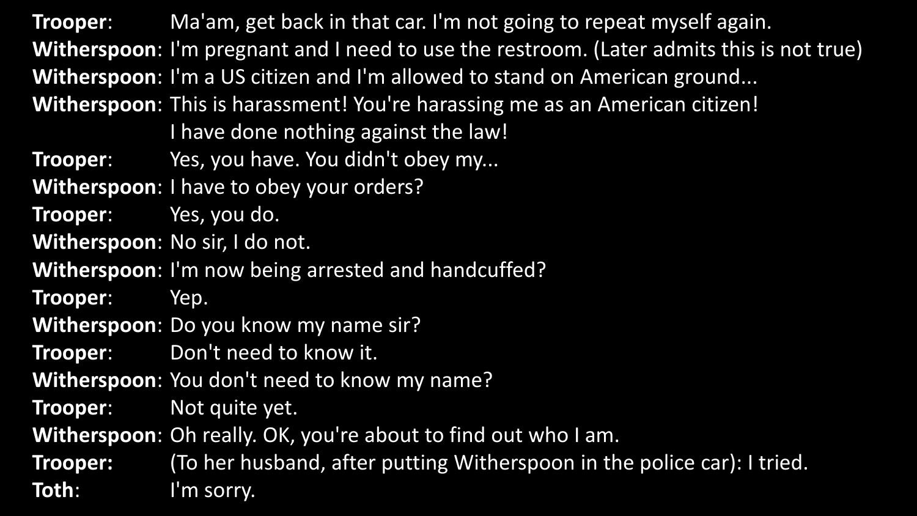**Trooper**: Ma'am, get back in that car. I'm not going to repeat myself again.

**Witherspoon**: I'm pregnant and I need to use the restroom. (Later admits this is not true)

**Witherspoon**: I'm a US citizen and I'm allowed to stand on American ground...

**Witherspoon**: This is harassment! You're harassing me as an American citizen! I have done nothing against the law!

**Trooper**: Yes, you have. You didn't obey my...

**Witherspoon**: I have to obey your orders?

**Trooper**: Yes, you do.

**Witherspoon**: No sir, I do not.

**Witherspoon**: I'm now being arrested and handcuffed?

**Trooper**: Yep.

**Witherspoon**: Do you know my name sir?

**Trooper**: Don't need to know it.

**Witherspoon**: You don't need to know my name?

**Trooper**: Not quite yet.

**Witherspoon**: Oh really. OK, you're about to find out who I am.

**Trooper:** (To her husband, after putting Witherspoon in the police car): I tried.

**Toth**: I'm sorry.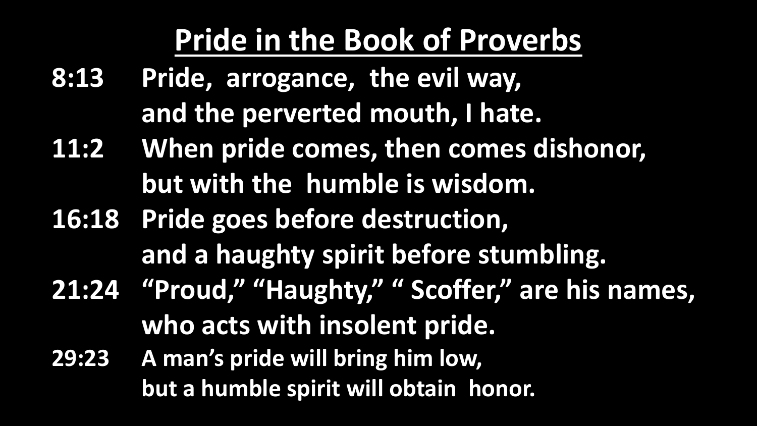# Pride in the Book of Proverbs

**8:13** Pride, arrogance, the evil way,
and the perverted mouth, I hate.

**11:2** When pride comes, then comes dishonor,
but with the humble is wisdom.

**16:18** Pride goes before destruction,
and a haughty spirit before stumbling.

**21:24** "Proud," "Haughty," " Scoffer," are his names,
who acts with insolent pride.

**29:23** A man's pride will bring him low,
but a humble spirit will obtain honor.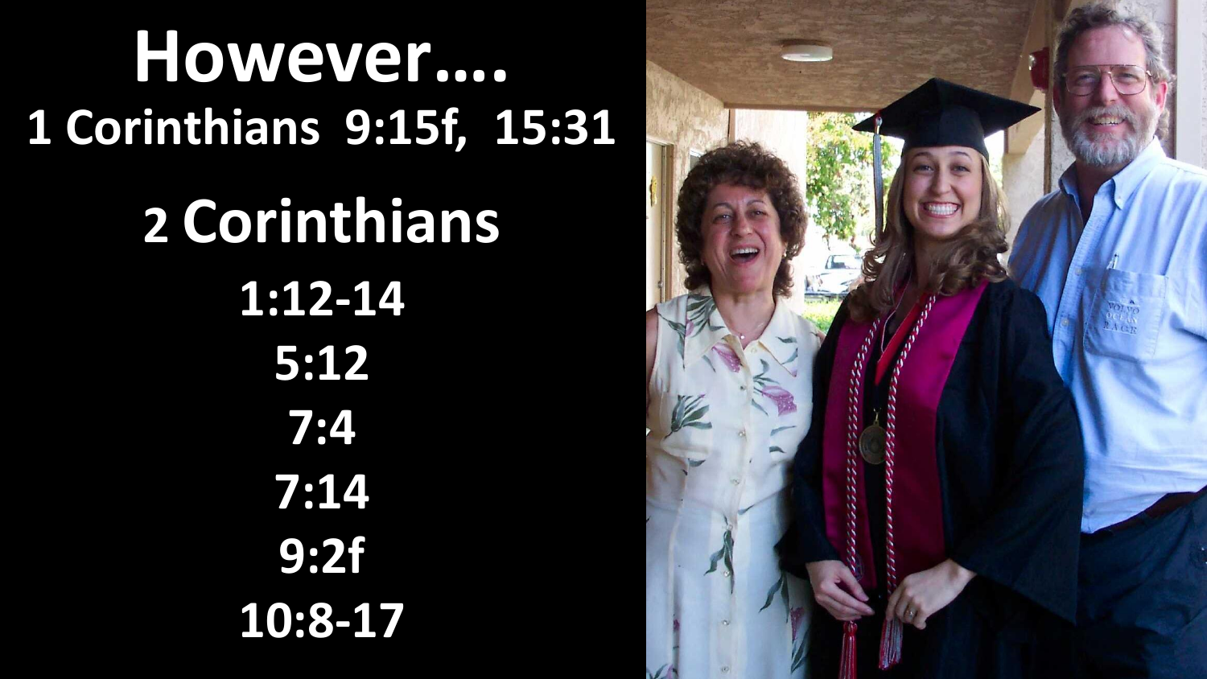# However….

## 1 Corinthians 9:15f, 15:31

## 2 Corinthians

1:12-14

5:12

7:4

7:14

9:2f

10:8-17